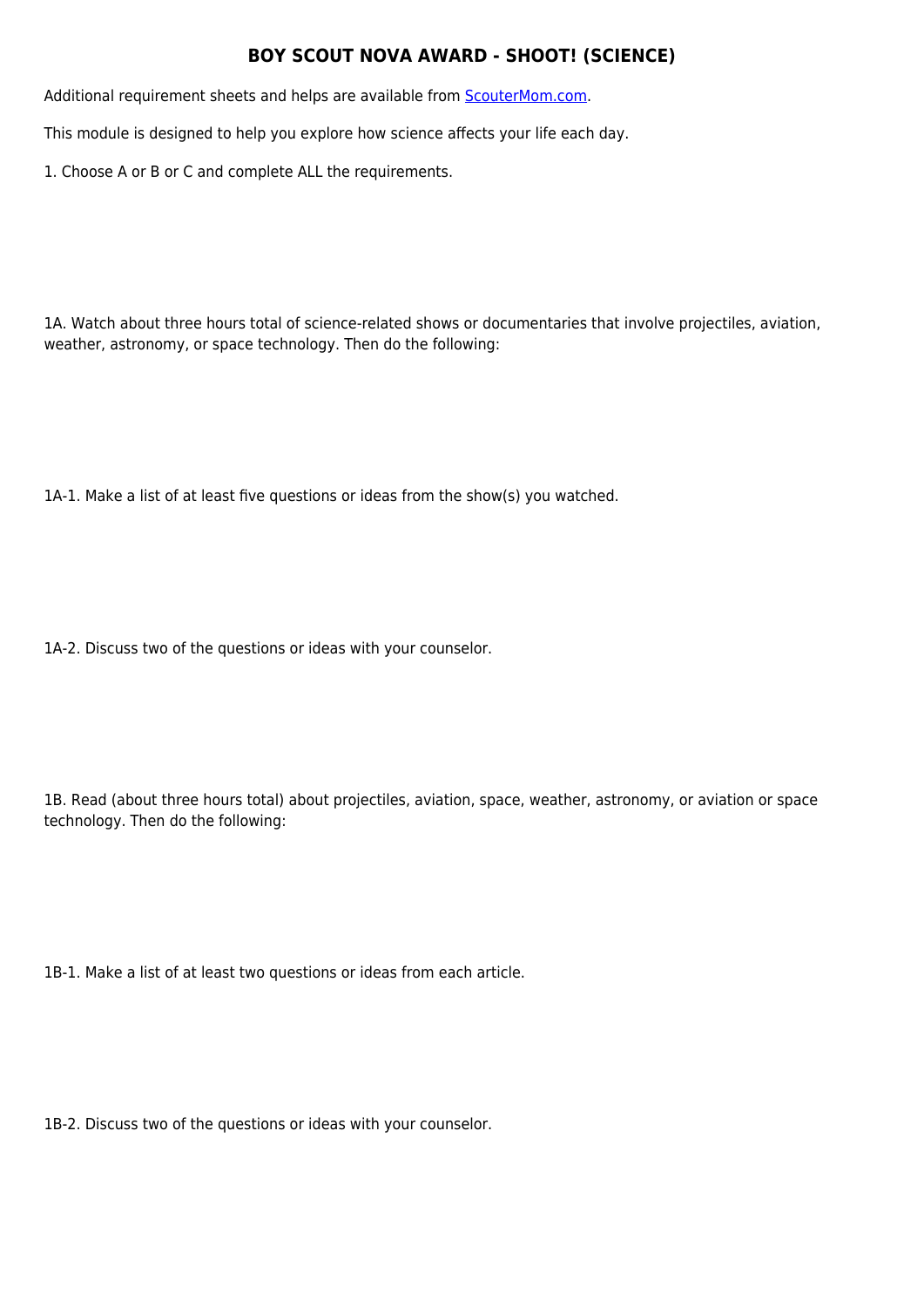# BOY SCOUT NOVA AWARD - SHOOT! (SCIENCE)

Additional requirement sheets and helps are available from [ScouterMom.com](ScouterMom.com).

This module is designed to help you explore how science affects your life each day.

1. Choose A or B or C and complete ALL the requirements.

1A. Watch about three hours total of science-related shows or documentaries that involve projectiles, aviation, weather, astronomy, or space technology. Then do the following:

1A-1. Make a list of at least five questions or ideas from the show(s) you watched.

1A-2. Discuss two of the questions or ideas with your counselor.

1B. Read (about three hours total) about projectiles, aviation, space, weather, astronomy, or aviation or space technology. Then do the following:

1B-1. Make a list of at least two questions or ideas from each article.

1B-2. Discuss two of the questions or ideas with your counselor.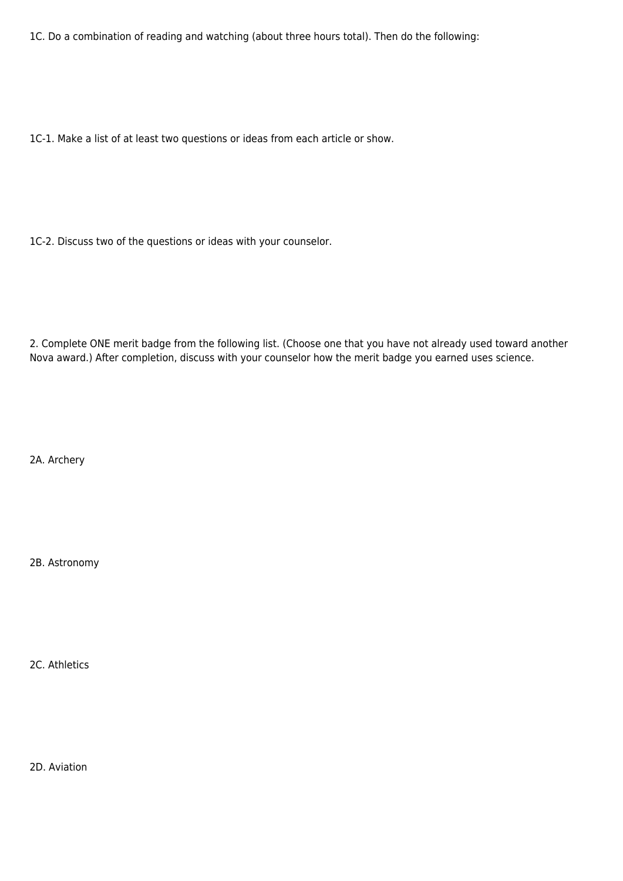1C. Do a combination of reading and watching (about three hours total). Then do the following:

1C-1. Make a list of at least two questions or ideas from each article or show.

1C-2. Discuss two of the questions or ideas with your counselor.

2. Complete ONE merit badge from the following list. (Choose one that you have not already used toward another Nova award.) After completion, discuss with your counselor how the merit badge you earned uses science.

2A. Archery

2B. Astronomy

2C. Athletics

2D. Aviation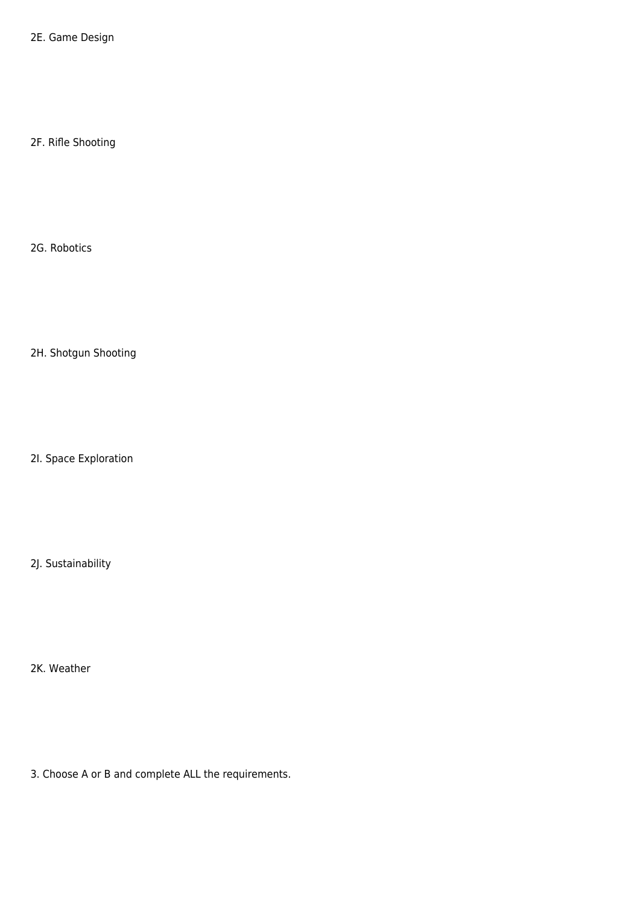2E. Game Design

2F. Rifle Shooting

2G. Robotics

2H. Shotgun Shooting

2I. Space Exploration

2J. Sustainability

2K. Weather

3. Choose A or B and complete ALL the requirements.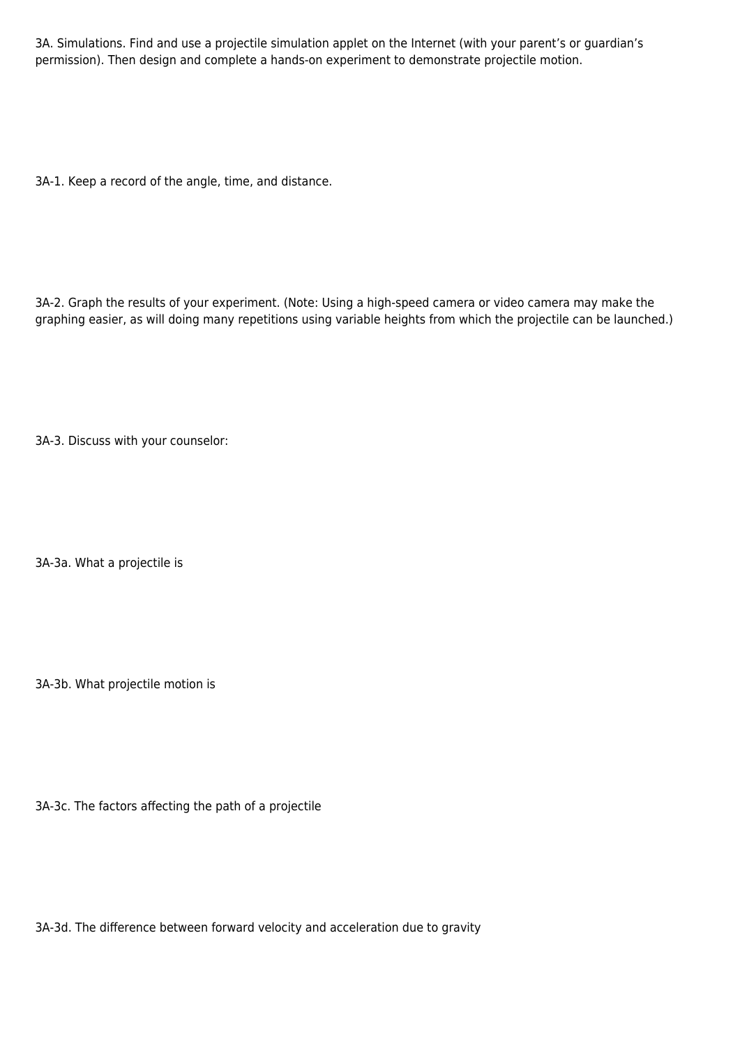3A. Simulations. Find and use a projectile simulation applet on the Internet (with your parent's or guardian's permission). Then design and complete a hands-on experiment to demonstrate projectile motion.

3A-1. Keep a record of the angle, time, and distance.

3A-2. Graph the results of your experiment. (Note: Using a high-speed camera or video camera may make the graphing easier, as will doing many repetitions using variable heights from which the projectile can be launched.)

3A-3. Discuss with your counselor:

3A-3a. What a projectile is

3A-3b. What projectile motion is

3A-3c. The factors affecting the path of a projectile

3A-3d. The difference between forward velocity and acceleration due to gravity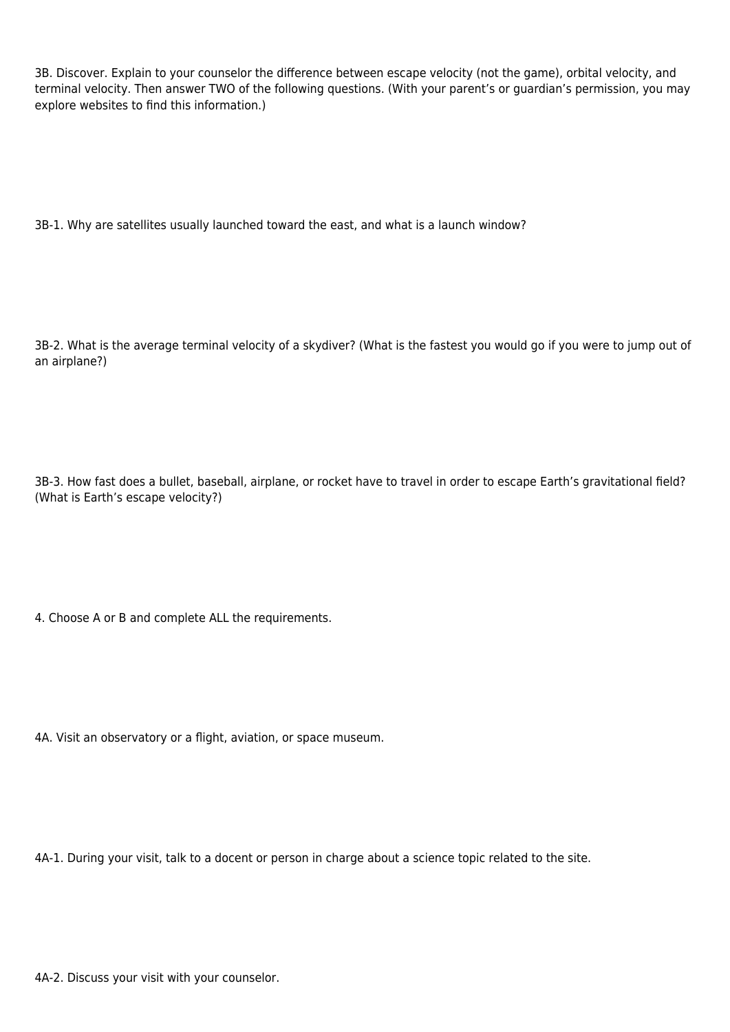3B. Discover. Explain to your counselor the difference between escape velocity (not the game), orbital velocity, and terminal velocity. Then answer TWO of the following questions. (With your parent's or guardian's permission, you may explore websites to find this information.)

3B-1. Why are satellites usually launched toward the east, and what is a launch window?

3B-2. What is the average terminal velocity of a skydiver? (What is the fastest you would go if you were to jump out of an airplane?)

3B-3. How fast does a bullet, baseball, airplane, or rocket have to travel in order to escape Earth's gravitational field? (What is Earth's escape velocity?)

4. Choose A or B and complete ALL the requirements.

4A. Visit an observatory or a flight, aviation, or space museum.

4A-1. During your visit, talk to a docent or person in charge about a science topic related to the site.

4A-2. Discuss your visit with your counselor.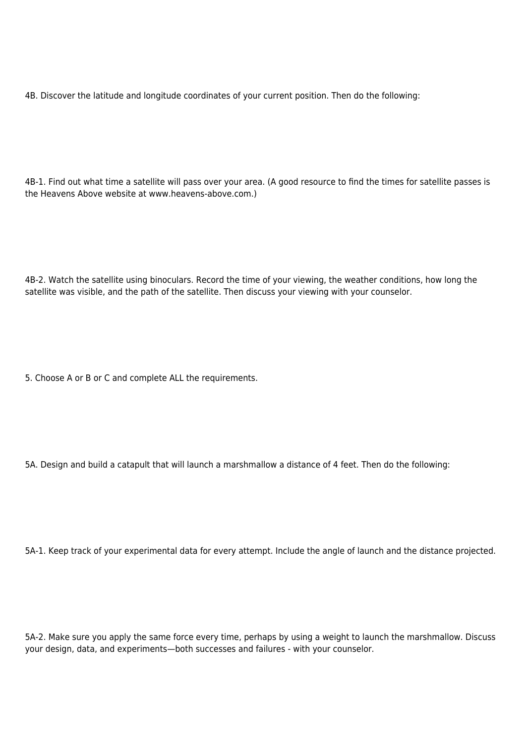4B. Discover the latitude and longitude coordinates of your current position. Then do the following:

4B-1. Find out what time a satellite will pass over your area. (A good resource to find the times for satellite passes is the Heavens Above website at www.heavens-above.com.)

4B-2. Watch the satellite using binoculars. Record the time of your viewing, the weather conditions, how long the satellite was visible, and the path of the satellite. Then discuss your viewing with your counselor.

5. Choose A or B or C and complete ALL the requirements.

5A. Design and build a catapult that will launch a marshmallow a distance of 4 feet. Then do the following:

5A-1. Keep track of your experimental data for every attempt. Include the angle of launch and the distance projected.

5A-2. Make sure you apply the same force every time, perhaps by using a weight to launch the marshmallow. Discuss your design, data, and experiments—both successes and failures - with your counselor.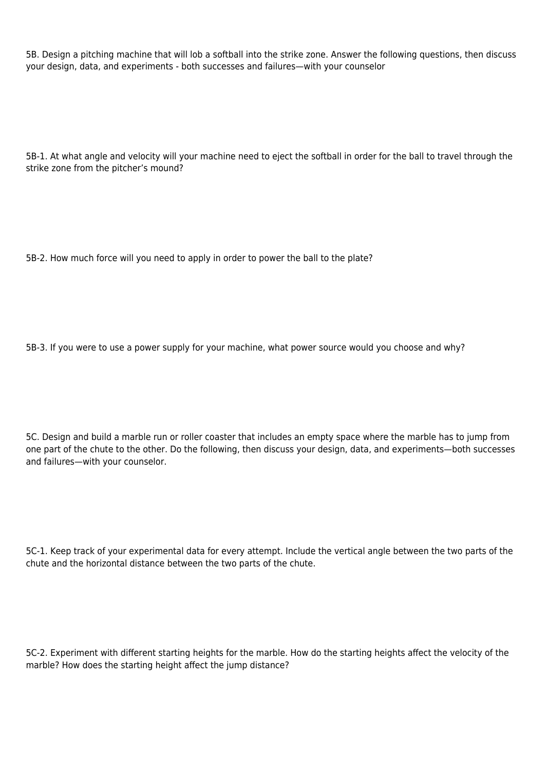5B. Design a pitching machine that will lob a softball into the strike zone. Answer the following questions, then discuss your design, data, and experiments - both successes and failures—with your counselor

5B-1. At what angle and velocity will your machine need to eject the softball in order for the ball to travel through the strike zone from the pitcher's mound?

5B-2. How much force will you need to apply in order to power the ball to the plate?

5B-3. If you were to use a power supply for your machine, what power source would you choose and why?

5C. Design and build a marble run or roller coaster that includes an empty space where the marble has to jump from one part of the chute to the other. Do the following, then discuss your design, data, and experiments—both successes and failures—with your counselor.

5C-1. Keep track of your experimental data for every attempt. Include the vertical angle between the two parts of the chute and the horizontal distance between the two parts of the chute.

5C-2. Experiment with different starting heights for the marble. How do the starting heights affect the velocity of the marble? How does the starting height affect the jump distance?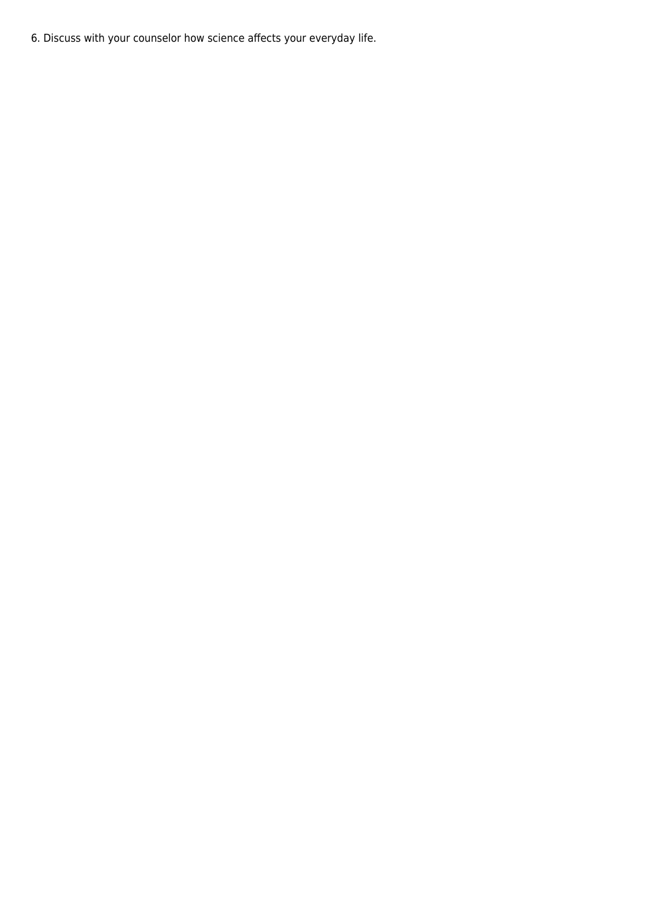6. Discuss with your counselor how science affects your everyday life.